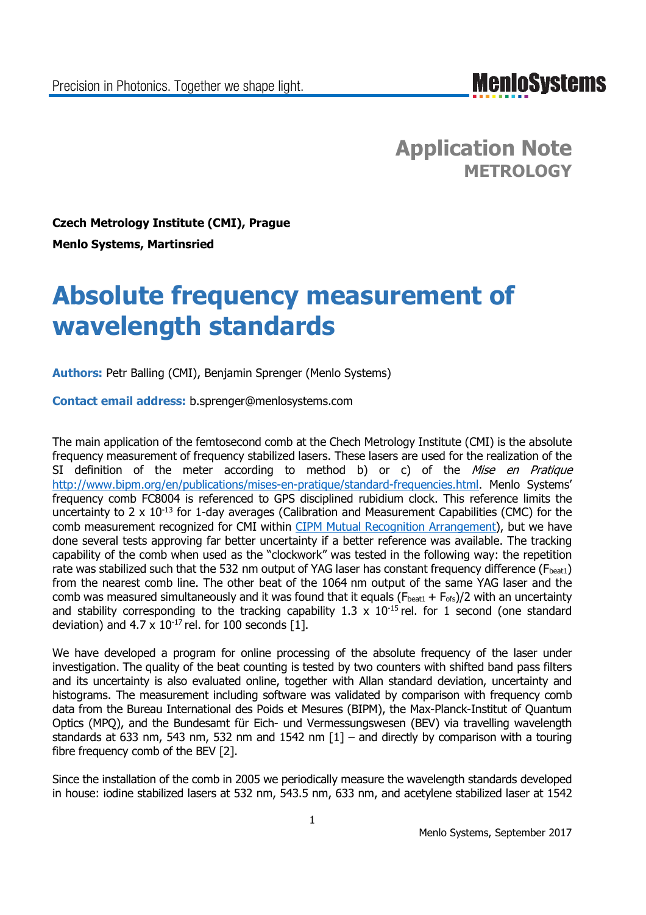**Application Note**
**METROLOGY**

**Czech Metrology Institute (CMI), Prague**

**Menlo Systems, Martinsried**

# Absolute frequency measurement of wavelength standards

**Authors:** Petr Balling (CMI), Benjamin Sprenger (Menlo Systems)

**Contact email address:** b.sprenger@menlosystems.com

The main application of the femtosecond comb at the Chech Metrology Institute (CMI) is the absolute frequency measurement of frequency stabilized lasers. These lasers are used for the realization of the SI definition of the meter according to method b) or c) of the *Mise en Pratique* http://www.bipm.org/en/publications/mises-en-pratique/standard-frequencies.html. Menlo Systems' frequency comb FC8004 is referenced to GPS disciplined rubidium clock. This reference limits the uncertainty to 2 x $10^{-13}$ for 1-day averages (Calibration and Measurement Capabilities (CMC) for the comb measurement recognized for CMI within [CIPM Mutual Recognition Arrangement](CIPM Mutual Recognition Arrangement)), but we have done several tests approving far better uncertainty if a better reference was available. The tracking capability of the comb when used as the "clockwork" was tested in the following way: the repetition rate was stabilized such that the 532 nm output of YAG laser has constant frequency difference ($F_{beat1}$) from the nearest comb line. The other beat of the 1064 nm output of the same YAG laser and the comb was measured simultaneously and it was found that it equals ($F_{beat1}$ + $F_{ofs}$)/2 with an uncertainty and stability corresponding to the tracking capability 1.3 x $10^{-15}$ rel. for 1 second (one standard deviation) and 4.7 x $10^{-17}$ rel. for 100 seconds [1].

We have developed a program for online processing of the absolute frequency of the laser under investigation. The quality of the beat counting is tested by two counters with shifted band pass filters and its uncertainty is also evaluated online, together with Allan standard deviation, uncertainty and histograms. The measurement including software was validated by comparison with frequency comb data from the Bureau International des Poids et Mesures (BIPM), the Max-Planck-Institut of Quantum Optics (MPQ), and the Bundesamt für Eich- und Vermessungswesen (BEV) via travelling wavelength standards at 633 nm, 543 nm, 532 nm and 1542 nm [1] – and directly by comparison with a touring fibre frequency comb of the BEV [2].

Since the installation of the comb in 2005 we periodically measure the wavelength standards developed in house: iodine stabilized lasers at 532 nm, 543.5 nm, 633 nm, and acetylene stabilized laser at 1542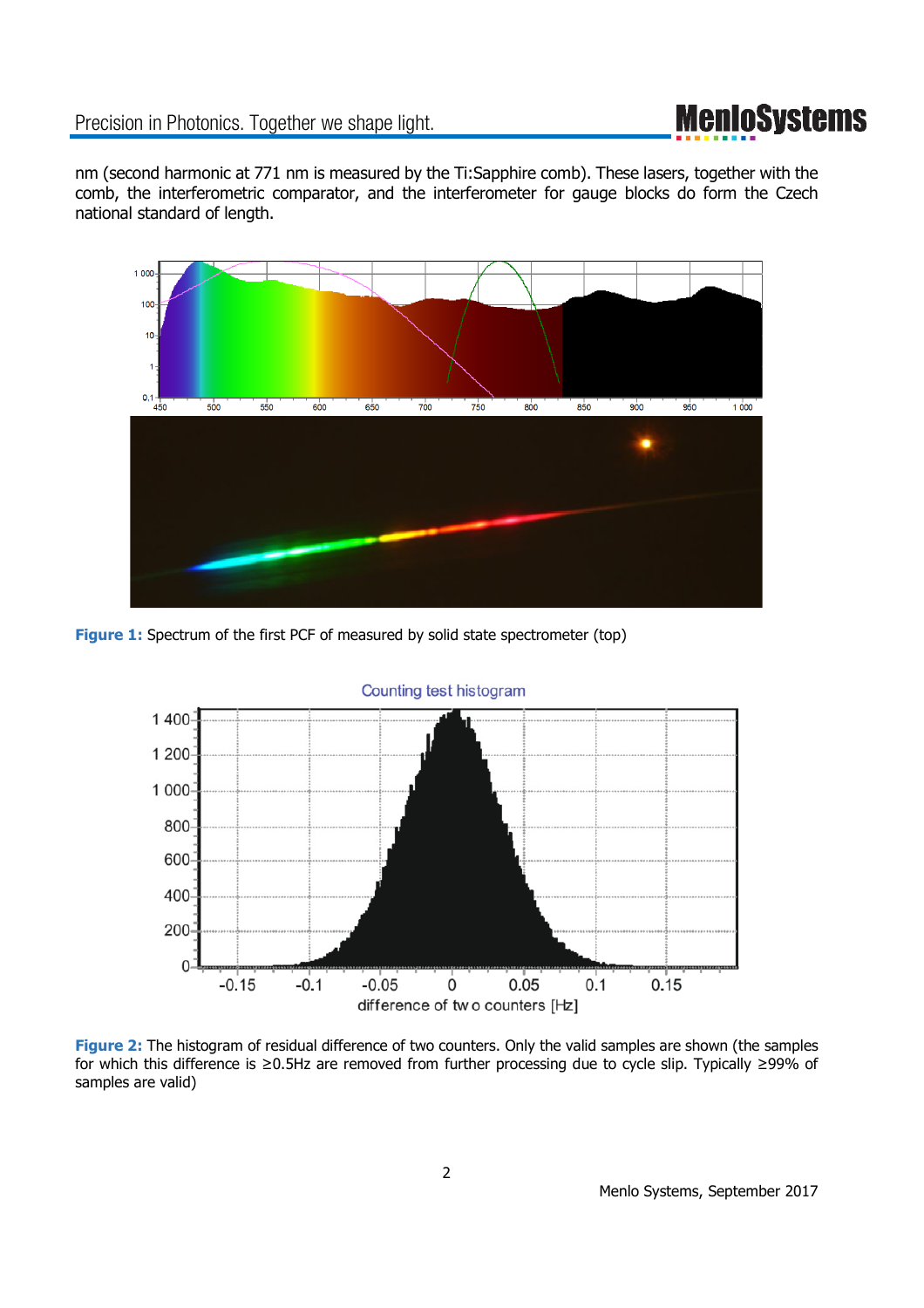nm (second harmonic at 771 nm is measured by the Ti:Sapphire comb). These lasers, together with the comb, the interferometric comparator, and the interferometer for gauge blocks do form the Czech national standard of length.

**Figure 1:** Spectrum of the first PCF of measured by solid state spectrometer (top)

**Figure 2:** The histogram of residual difference of two counters. Only the valid samples are shown (the samples for which this difference is ≥0.5Hz are removed from further processing due to cycle slip. Typically ≥99% of samples are valid)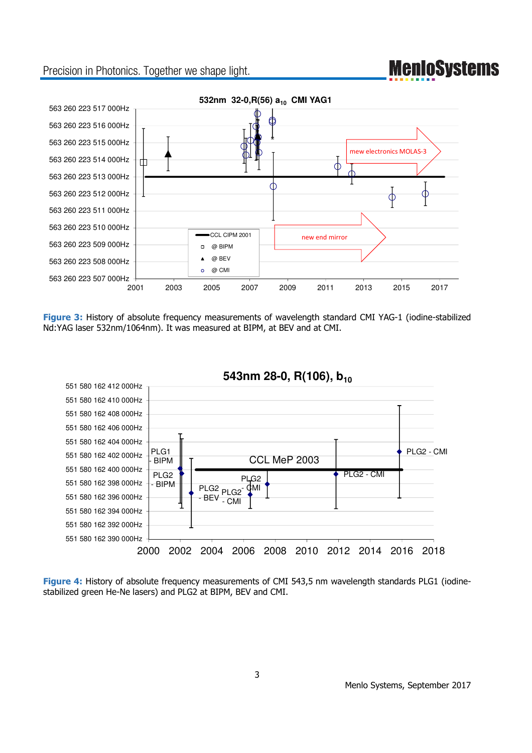**Figure 3:** History of absolute frequency measurements of wavelength standard CMI YAG-1 (iodine-stabilized Nd:YAG laser 532nm/1064nm). It was measured at BIPM, at BEV and at CMI.

**Figure 4:** History of absolute frequency measurements of CMI 543,5 nm wavelength standards PLG1 (iodine-stabilized green He-Ne lasers) and PLG2 at BIPM, BEV and CMI.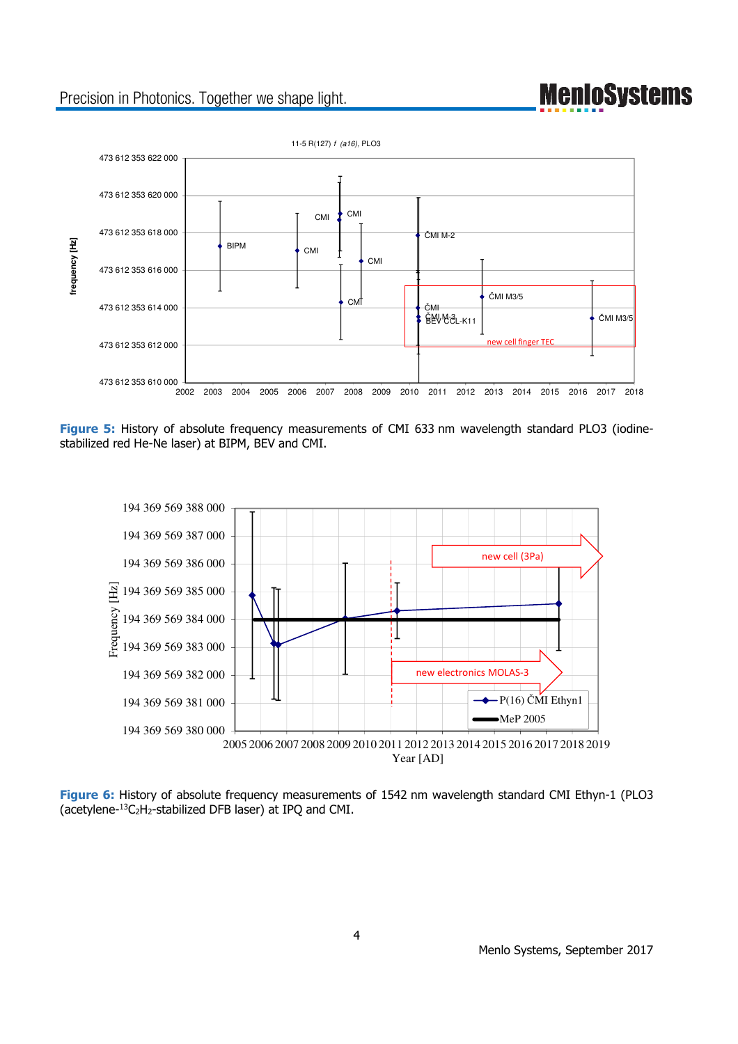**Figure 5:** History of absolute frequency measurements of CMI 633 nm wavelength standard PLO3 (iodine-stabilized red He-Ne laser) at BIPM, BEV and CMI.

**Figure 6:** History of absolute frequency measurements of 1542 nm wavelength standard CMI Ethyn-1 (PLO3 (acetylene-$^{13}C_2H_2$-stabilized DFB laser) at IPQ and CMI.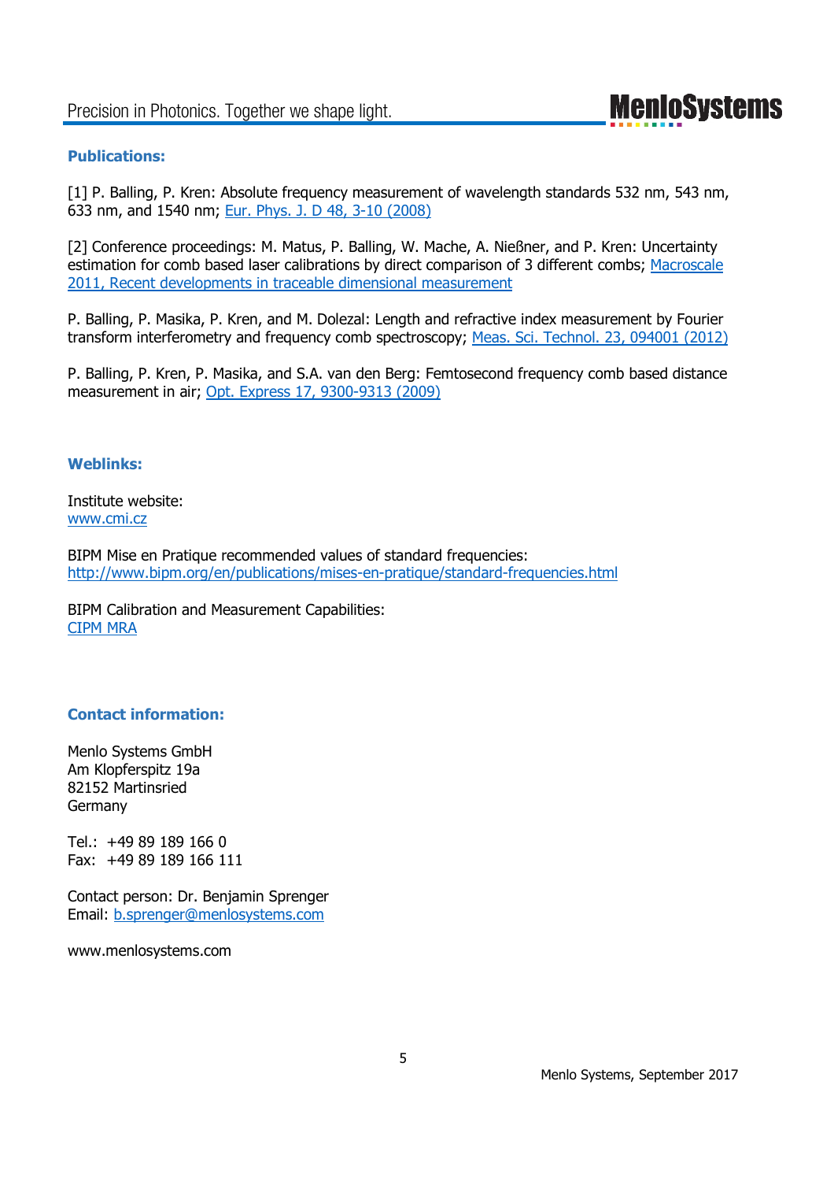### Publications:

[1] P. Balling, P. Kren: Absolute frequency measurement of wavelength standards 532 nm, 543 nm, 633 nm, and 1540 nm; [Eur. Phys. J. D 48, 3-10 (2008)]

[2] Conference proceedings: M. Matus, P. Balling, W. Mache, A. Nießner, and P. Kren: Uncertainty estimation for comb based laser calibrations by direct comparison of 3 different combs; [Macroscale 2011, Recent developments in traceable dimensional measurement]

P. Balling, P. Masika, P. Kren, and M. Dolezal: Length and refractive index measurement by Fourier transform interferometry and frequency comb spectroscopy; [Meas. Sci. Technol. 23, 094001 (2012)]

P. Balling, P. Kren, P. Masika, and S.A. van den Berg: Femtosecond frequency comb based distance measurement in air; [Opt. Express 17, 9300-9313 (2009)]

### Weblinks:

Institute website:
www.cmi.cz

BIPM Mise en Pratique recommended values of standard frequencies:
http://www.bipm.org/en/publications/mises-en-pratique/standard-frequencies.html

BIPM Calibration and Measurement Capabilities:
CIPM MRA

### Contact information:

Menlo Systems GmbH
Am Klopferspitz 19a
82152 Martinsried
Germany

Tel.: +49 89 189 166 0
Fax: +49 89 189 166 111

Contact person: Dr. Benjamin Sprenger
Email: b.sprenger@menlosystems.com

www.menlosystems.com

Menlo Systems, September 2017